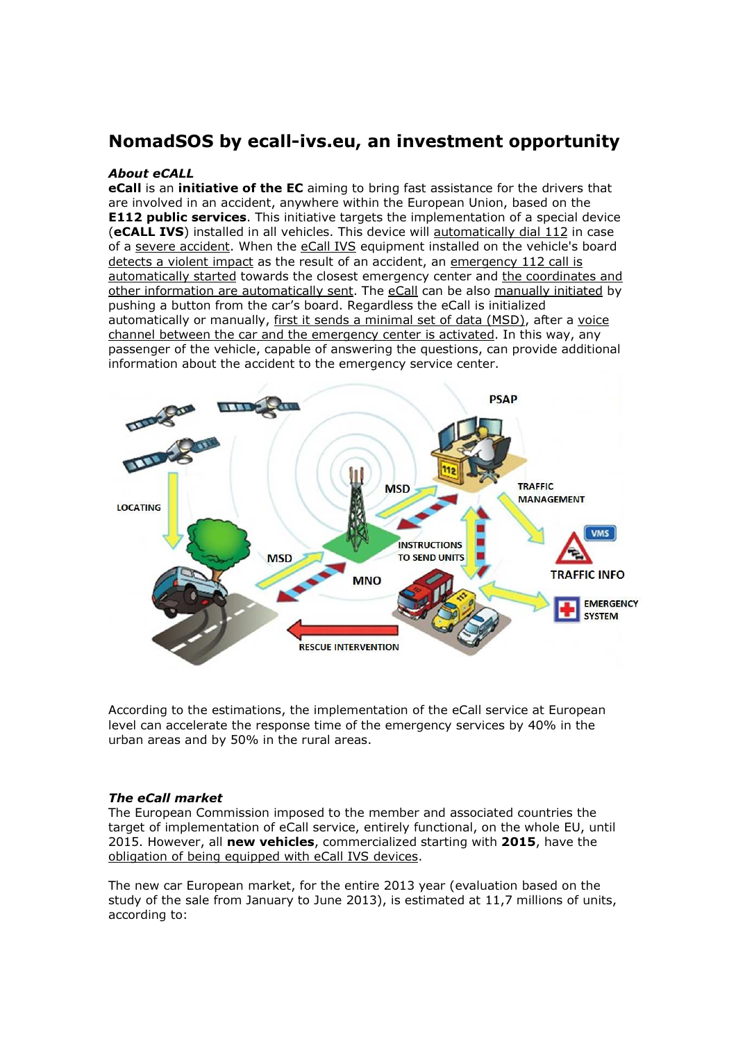# NomadSOS by ecall-ivs.eu, an investment opportunity

***About eCALL***

**eCall** is an **initiative of the EC** aiming to bring fast assistance for the drivers that are involved in an accident, anywhere within the European Union, based on the **E112 public services**. This initiative targets the implementation of a special device (**eCALL IVS**) installed in all vehicles. This device will automatically dial 112 in case of a severe accident. When the eCall IVS equipment installed on the vehicle's board detects a violent impact as the result of an accident, an emergency 112 call is automatically started towards the closest emergency center and the coordinates and other information are automatically sent. The eCall can be also manually initiated by pushing a button from the car's board. Regardless the eCall is initialized automatically or manually, first it sends a minimal set of data (MSD), after a voice channel between the car and the emergency center is activated. In this way, any passenger of the vehicle, capable of answering the questions, can provide additional information about the accident to the emergency service center.

According to the estimations, the implementation of the eCall service at European level can accelerate the response time of the emergency services by 40% in the urban areas and by 50% in the rural areas.

***The eCall market***

The European Commission imposed to the member and associated countries the target of implementation of eCall service, entirely functional, on the whole EU, until 2015. However, all **new vehicles**, commercialized starting with **2015**, have the obligation of being equipped with eCall IVS devices.

The new car European market, for the entire 2013 year (evaluation based on the study of the sale from January to June 2013), is estimated at 11,7 millions of units, according to: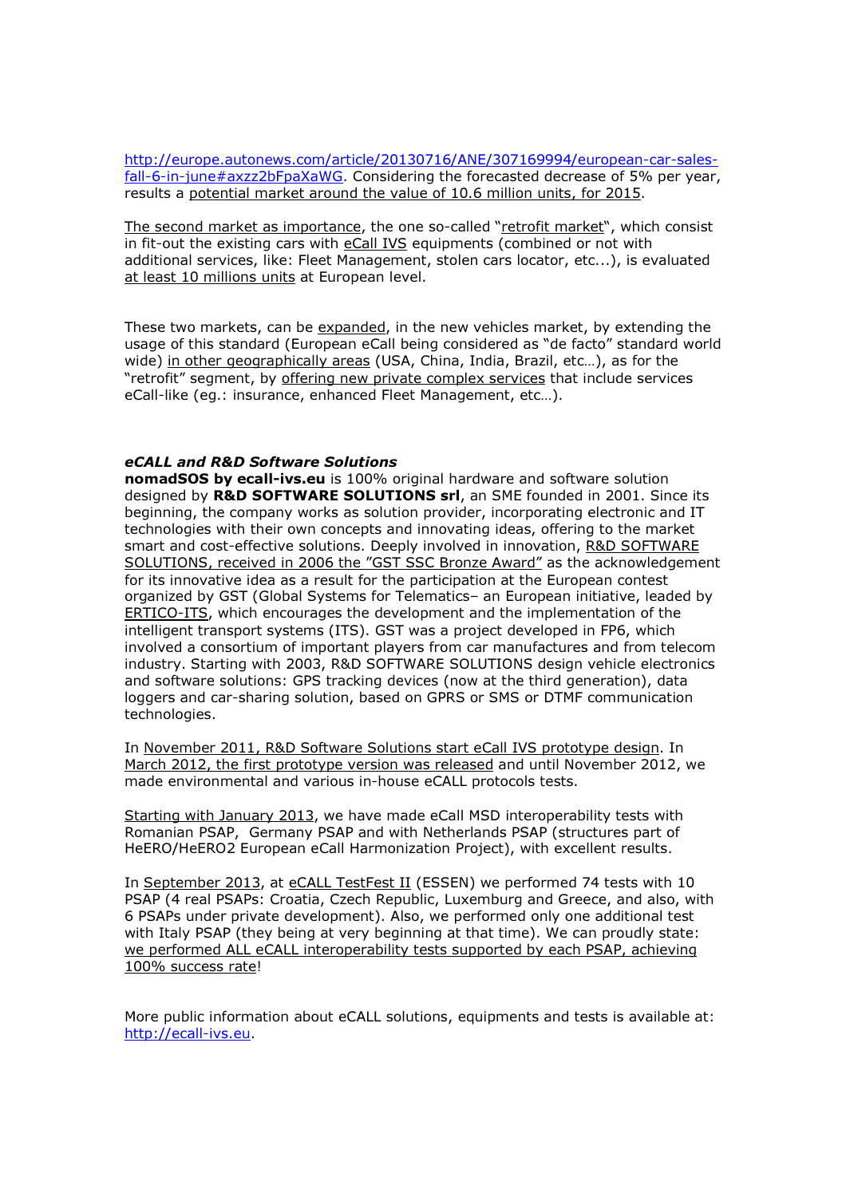http://europe.autonews.com/article/20130716/ANE/307169994/european-car-sales-fall-6-in-june#axzz2bFpaXaWG. Considering the forecasted decrease of 5% per year, results a potential market around the value of 10.6 million units, for 2015.

The second market as importance, the one so-called "retrofit market", which consist in fit-out the existing cars with eCall IVS equipments (combined or not with additional services, like: Fleet Management, stolen cars locator, etc...), is evaluated at least 10 millions units at European level.

These two markets, can be expanded, in the new vehicles market, by extending the usage of this standard (European eCall being considered as "de facto" standard world wide) in other geographically areas (USA, China, India, Brazil, etc…), as for the "retrofit" segment, by offering new private complex services that include services eCall-like (eg.: insurance, enhanced Fleet Management, etc…).

### *eCALL and R&D Software Solutions*

**nomadSOS by ecall-ivs.eu** is 100% original hardware and software solution designed by **R&D SOFTWARE SOLUTIONS srl**, an SME founded in 2001. Since its beginning, the company works as solution provider, incorporating electronic and IT technologies with their own concepts and innovating ideas, offering to the market smart and cost-effective solutions. Deeply involved in innovation, R&D SOFTWARE SOLUTIONS, received in 2006 the "GST SSC Bronze Award" as the acknowledgement for its innovative idea as a result for the participation at the European contest organized by GST (Global Systems for Telematics– an European initiative, leaded by ERTICO-ITS, which encourages the development and the implementation of the intelligent transport systems (ITS). GST was a project developed in FP6, which involved a consortium of important players from car manufactures and from telecom industry. Starting with 2003, R&D SOFTWARE SOLUTIONS design vehicle electronics and software solutions: GPS tracking devices (now at the third generation), data loggers and car-sharing solution, based on GPRS or SMS or DTMF communication technologies.

In November 2011, R&D Software Solutions start eCall IVS prototype design. In March 2012, the first prototype version was released and until November 2012, we made environmental and various in-house eCALL protocols tests.

Starting with January 2013, we have made eCall MSD interoperability tests with Romanian PSAP, Germany PSAP and with Netherlands PSAP (structures part of HeERO/HeERO2 European eCall Harmonization Project), with excellent results.

In September 2013, at eCALL TestFest II (ESSEN) we performed 74 tests with 10 PSAP (4 real PSAPs: Croatia, Czech Republic, Luxemburg and Greece, and also, with 6 PSAPs under private development). Also, we performed only one additional test with Italy PSAP (they being at very beginning at that time). We can proudly state: we performed ALL eCALL interoperability tests supported by each PSAP, achieving 100% success rate!

More public information about eCALL solutions, equipments and tests is available at: http://ecall-ivs.eu.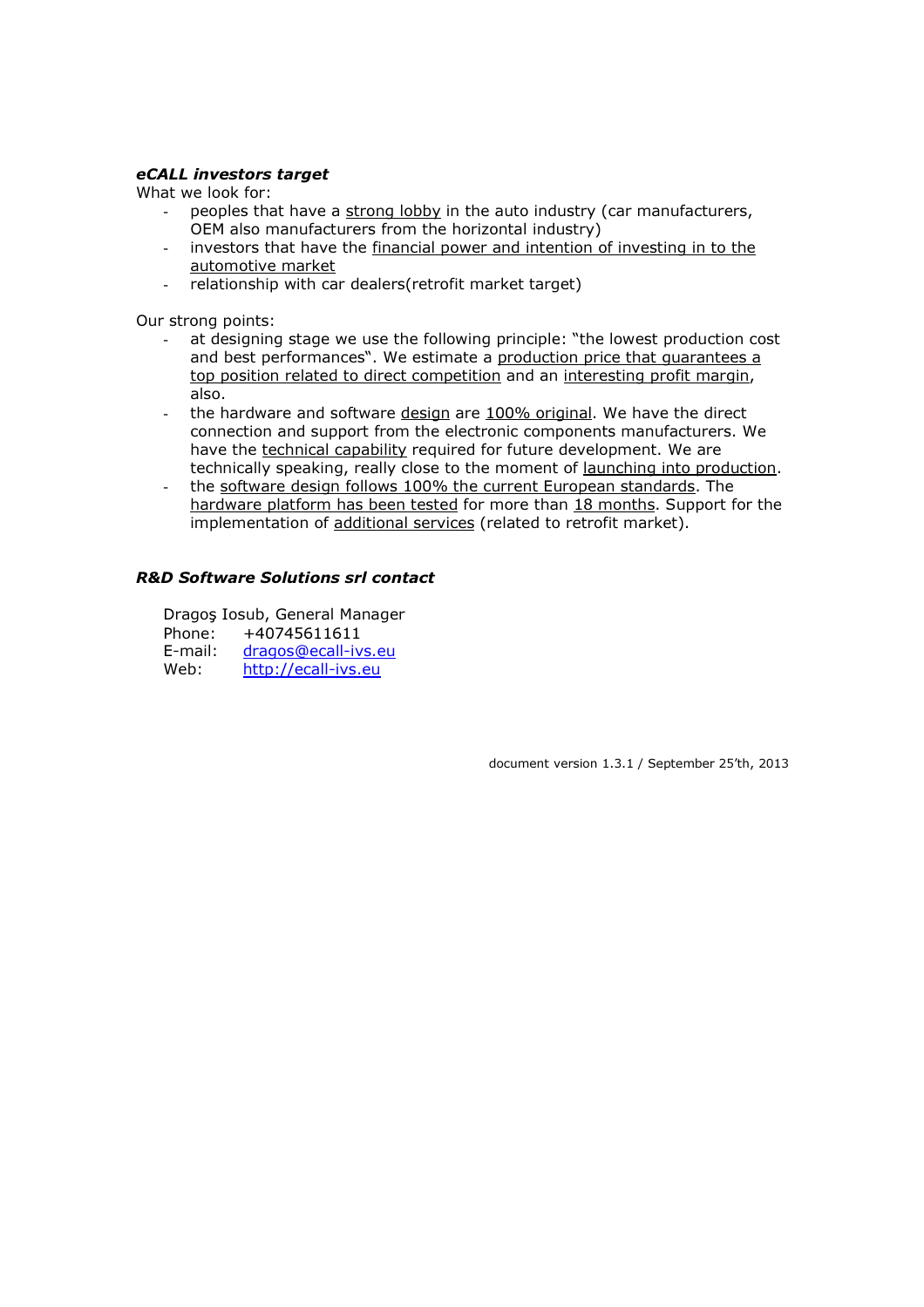***eCALL investors target***

What we look for:

- peoples that have a strong lobby in the auto industry (car manufacturers, OEM also manufacturers from the horizontal industry)
- investors that have the financial power and intention of investing in to the automotive market
- relationship with car dealers(retrofit market target)

Our strong points:

- at designing stage we use the following principle: "the lowest production cost and best performances". We estimate a production price that guarantees a top position related to direct competition and an interesting profit margin, also.
- the hardware and software design are 100% original. We have the direct connection and support from the electronic components manufacturers. We have the technical capability required for future development. We are technically speaking, really close to the moment of launching into production.
- the software design follows 100% the current European standards. The hardware platform has been tested for more than 18 months. Support for the implementation of additional services (related to retrofit market).

***R&D Software Solutions srl contact***

Dragoş Iosub, General Manager
Phone: +40745611611
E-mail: dragos@ecall-ivs.eu
Web: http://ecall-ivs.eu

document version 1.3.1 / September 25'th, 2013